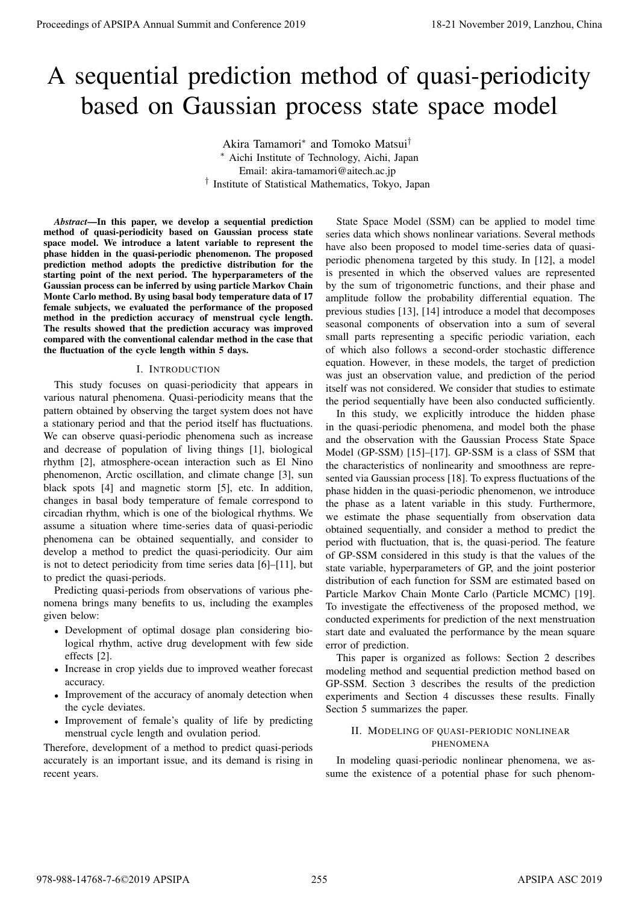# A sequential prediction method of quasi-periodicity based on Gaussian process state space model

Akira Tamamori* and Tomoko Matsui†

\* Aichi Institute of Technology, Aichi, Japan
Email: akira-tamamori@aitech.ac.jp
† Institute of Statistical Mathematics, Tokyo, Japan

***Abstract*—In this paper, we develop a sequential prediction method of quasi-periodicity based on Gaussian process state space model. We introduce a latent variable to represent the phase hidden in the quasi-periodic phenomenon. The proposed prediction method adopts the predictive distribution for the starting point of the next period. The hyperparameters of the Gaussian process can be inferred by using particle Markov Chain Monte Carlo method. By using basal body temperature data of 17 female subjects, we evaluated the performance of the proposed method in the prediction accuracy of menstrual cycle length. The results showed that the prediction accuracy was improved compared with the conventional calendar method in the case that the fluctuation of the cycle length within 5 days.**

## I. Introduction

This study focuses on quasi-periodicity that appears in various natural phenomena. Quasi-periodicity means that the pattern obtained by observing the target system does not have a stationary period and that the period itself has fluctuations. We can observe quasi-periodic phenomena such as increase and decrease of population of living things [1], biological rhythm [2], atmosphere-ocean interaction such as El Nino phenomenon, Arctic oscillation, and climate change [3], sun black spots [4] and magnetic storm [5], etc. In addition, changes in basal body temperature of female correspond to circadian rhythm, which is one of the biological rhythms. We assume a situation where time-series data of quasi-periodic phenomena can be obtained sequentially, and consider to develop a method to predict the quasi-periodicity. Our aim is not to detect periodicity from time series data [6]–[11], but to predict the quasi-periods.

Predicting quasi-periods from observations of various phenomena brings many benefits to us, including the examples given below:

- Development of optimal dosage plan considering biological rhythm, active drug development with few side effects [2].
- Increase in crop yields due to improved weather forecast accuracy.
- Improvement of the accuracy of anomaly detection when the cycle deviates.
- Improvement of female's quality of life by predicting menstrual cycle length and ovulation period.

Therefore, development of a method to predict quasi-periods accurately is an important issue, and its demand is rising in recent years.

State Space Model (SSM) can be applied to model time series data which shows nonlinear variations. Several methods have also been proposed to model time-series data of quasi-periodic phenomena targeted by this study. In [12], a model is presented in which the observed values are represented by the sum of trigonometric functions, and their phase and amplitude follow the probability differential equation. The previous studies [13], [14] introduce a model that decomposes seasonal components of observation into a sum of several small parts representing a specific periodic variation, each of which also follows a second-order stochastic difference equation. However, in these models, the target of prediction was just an observation value, and prediction of the period itself was not considered. We consider that studies to estimate the period sequentially have been also conducted sufficiently.

In this study, we explicitly introduce the hidden phase in the quasi-periodic phenomena, and model both the phase and the observation with the Gaussian Process State Space Model (GP-SSM) [15]–[17]. GP-SSM is a class of SSM that the characteristics of nonlinearity and smoothness are represented via Gaussian process [18]. To express fluctuations of the phase hidden in the quasi-periodic phenomenon, we introduce the phase as a latent variable in this study. Furthermore, we estimate the phase sequentially from observation data obtained sequentially, and consider a method to predict the period with fluctuation, that is, the quasi-period. The feature of GP-SSM considered in this study is that the values of the state variable, hyperparameters of GP, and the joint posterior distribution of each function for SSM are estimated based on Particle Markov Chain Monte Carlo (Particle MCMC) [19]. To investigate the effectiveness of the proposed method, we conducted experiments for prediction of the next menstruation start date and evaluated the performance by the mean square error of prediction.

This paper is organized as follows: Section 2 describes modeling method and sequential prediction method based on GP-SSM. Section 3 describes the results of the prediction experiments and Section 4 discusses these results. Finally Section 5 summarizes the paper.

## II. Modeling of quasi-periodic nonlinear phenomena

In modeling quasi-periodic nonlinear phenomena, we assume the existence of a potential phase for such phenom-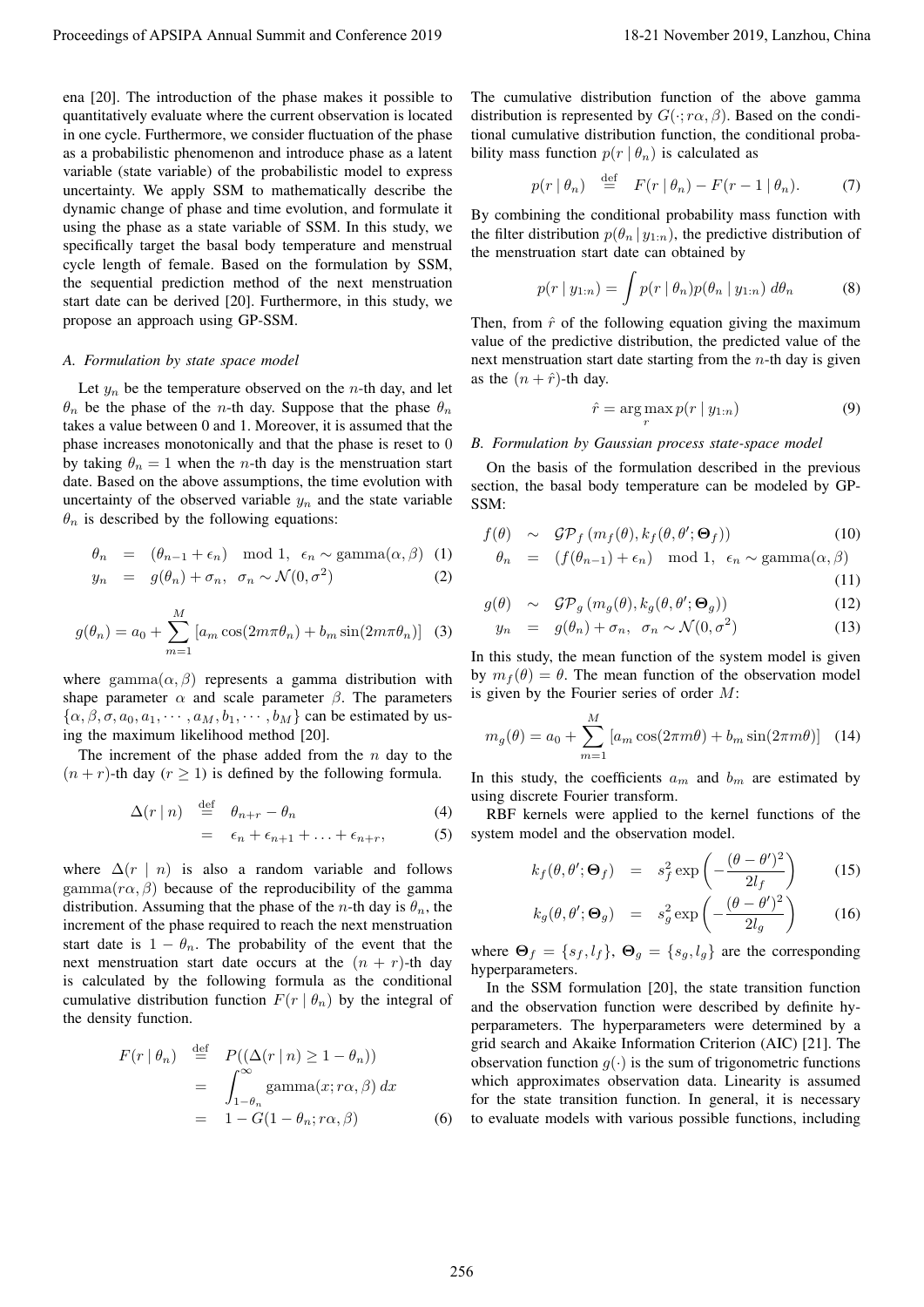ena [20]. The introduction of the phase makes it possible to quantitatively evaluate where the current observation is located in one cycle. Furthermore, we consider fluctuation of the phase as a probabilistic phenomenon and introduce phase as a latent variable (state variable) of the probabilistic model to express uncertainty. We apply SSM to mathematically describe the dynamic change of phase and time evolution, and formulate it using the phase as a state variable of SSM. In this study, we specifically target the basal body temperature and menstrual cycle length of female. Based on the formulation by SSM, the sequential prediction method of the next menstruation start date can be derived [20]. Furthermore, in this study, we propose an approach using GP-SSM.

### A. Formulation by state space model

Let $y_n$ be the temperature observed on the $n$-th day, and let $\theta_n$ be the phase of the $n$-th day. Suppose that the phase $\theta_n$ takes a value between 0 and 1. Moreover, it is assumed that the phase increases monotonically and that the phase is reset to 0 by taking $\theta_n = 1$ when the $n$-th day is the menstruation start date. Based on the above assumptions, the time evolution with uncertainty of the observed variable $y_n$ and the state variable $\theta_n$ is described by the following equations:

$$\theta_n = (\theta_{n-1} + \epsilon_n) \mod 1, \quad \epsilon_n \sim \text{gamma}(\alpha, \beta) \tag{1}$$

$$y_n = g(\theta_n) + \sigma_n, \quad \sigma_n \sim \mathcal{N}(0, \sigma^2) \tag{2}$$

$$g(\theta_n) = a_0 + \sum_{m=1}^{M} \left[ a_m \cos(2m\pi\theta_n) + b_m \sin(2m\pi\theta_n) \right] \tag{3}$$

where $\text{gamma}(\alpha, \beta)$ represents a gamma distribution with shape parameter $\alpha$ and scale parameter $\beta$. The parameters $\{\alpha, \beta, \sigma, a_0, a_1, \cdots, a_M, b_1, \cdots, b_M\}$ can be estimated by using the maximum likelihood method [20].

The increment of the phase added from the $n$ day to the $(n+r)$-th day $(r \geq 1)$ is defined by the following formula.

$$\Delta(r \mid n) \overset{\text{def}}{=} \theta_{n+r} - \theta_n \tag{4}$$

$$= \epsilon_n + \epsilon_{n+1} + \ldots + \epsilon_{n+r}, \tag{5}$$

where $\Delta(r \mid n)$ is also a random variable and follows $\text{gamma}(r\alpha, \beta)$ because of the reproducibility of the gamma distribution. Assuming that the phase of the $n$-th day is $\theta_n$, the increment of the phase required to reach the next menstruation start date is $1 - \theta_n$. The probability of the event that the next menstruation start date occurs at the $(n+r)$-th day is calculated by the following formula as the conditional cumulative distribution function $F(r \mid \theta_n)$ by the integral of the density function.

$$\begin{aligned} F(r \mid \theta_n) &\overset{\text{def}}{=} P((\Delta(r \mid n) \geq 1 - \theta_n)) \\ &= \int_{1-\theta_n}^{\infty} \text{gamma}(x; r\alpha, \beta)\, dx \\ &= 1 - G(1 - \theta_n; r\alpha, \beta) \end{aligned} \tag{6}$$

The cumulative distribution function of the above gamma distribution is represented by $G(\cdot; r\alpha, \beta)$. Based on the conditional cumulative distribution function, the conditional probability mass function $p(r \mid \theta_n)$ is calculated as

$$p(r \mid \theta_n) \overset{\text{def}}{=} F(r \mid \theta_n) - F(r-1 \mid \theta_n). \tag{7}$$

By combining the conditional probability mass function with the filter distribution $p(\theta_n \mid y_{1:n})$, the predictive distribution of the menstruation start date can obtained by

$$p(r \mid y_{1:n}) = \int p(r \mid \theta_n) p(\theta_n \mid y_{1:n})\, d\theta_n \tag{8}$$

Then, from $\hat{r}$ of the following equation giving the maximum value of the predictive distribution, the predicted value of the next menstruation start date starting from the $n$-th day is given as the $(n + \hat{r})$-th day.

$$\hat{r} = \arg\max_{r} p(r \mid y_{1:n}) \tag{9}$$

### B. Formulation by Gaussian process state-space model

On the basis of the formulation described in the previous section, the basal body temperature can be modeled by GP-SSM:

$$f(\theta) \sim \mathcal{GP}_f\left(m_f(\theta), k_f(\theta, \theta'; \mathbf{\Theta}_f)\right) \tag{10}$$

$$\theta_n = (f(\theta_{n-1}) + \epsilon_n) \mod 1, \quad \epsilon_n \sim \text{gamma}(\alpha, \beta) \tag{11}$$

$$g(\theta) \sim \mathcal{GP}_g\left(m_g(\theta), k_g(\theta, \theta'; \mathbf{\Theta}_g)\right) \tag{12}$$

$$y_n = g(\theta_n) + \sigma_n, \quad \sigma_n \sim \mathcal{N}(0, \sigma^2) \tag{13}$$

In this study, the mean function of the system model is given by $m_f(\theta) = \theta$. The mean function of the observation model is given by the Fourier series of order $M$:

$$m_g(\theta) = a_0 + \sum_{m=1}^{M} \left[ a_m \cos(2\pi m\theta) + b_m \sin(2\pi m\theta) \right] \tag{14}$$

In this study, the coefficients $a_m$ and $b_m$ are estimated by using discrete Fourier transform.

RBF kernels were applied to the kernel functions of the system model and the observation model.

$$k_f(\theta, \theta'; \mathbf{\Theta}_f) = s_f^2 \exp\left(-\frac{(\theta - \theta')^2}{2l_f}\right) \tag{15}$$

$$k_g(\theta, \theta'; \mathbf{\Theta}_g) = s_g^2 \exp\left(-\frac{(\theta - \theta')^2}{2l_g}\right) \tag{16}$$

where $\mathbf{\Theta}_f = \{s_f, l_f\}$, $\mathbf{\Theta}_g = \{s_g, l_g\}$ are the corresponding hyperparameters.

In the SSM formulation [20], the state transition function and the observation function were described by definite hyperparameters. The hyperparameters were determined by a grid search and Akaike Information Criterion (AIC) [21]. The observation function $g(\cdot)$ is the sum of trigonometric functions which approximates observation data. Linearity is assumed for the state transition function. In general, it is necessary to evaluate models with various possible functions, including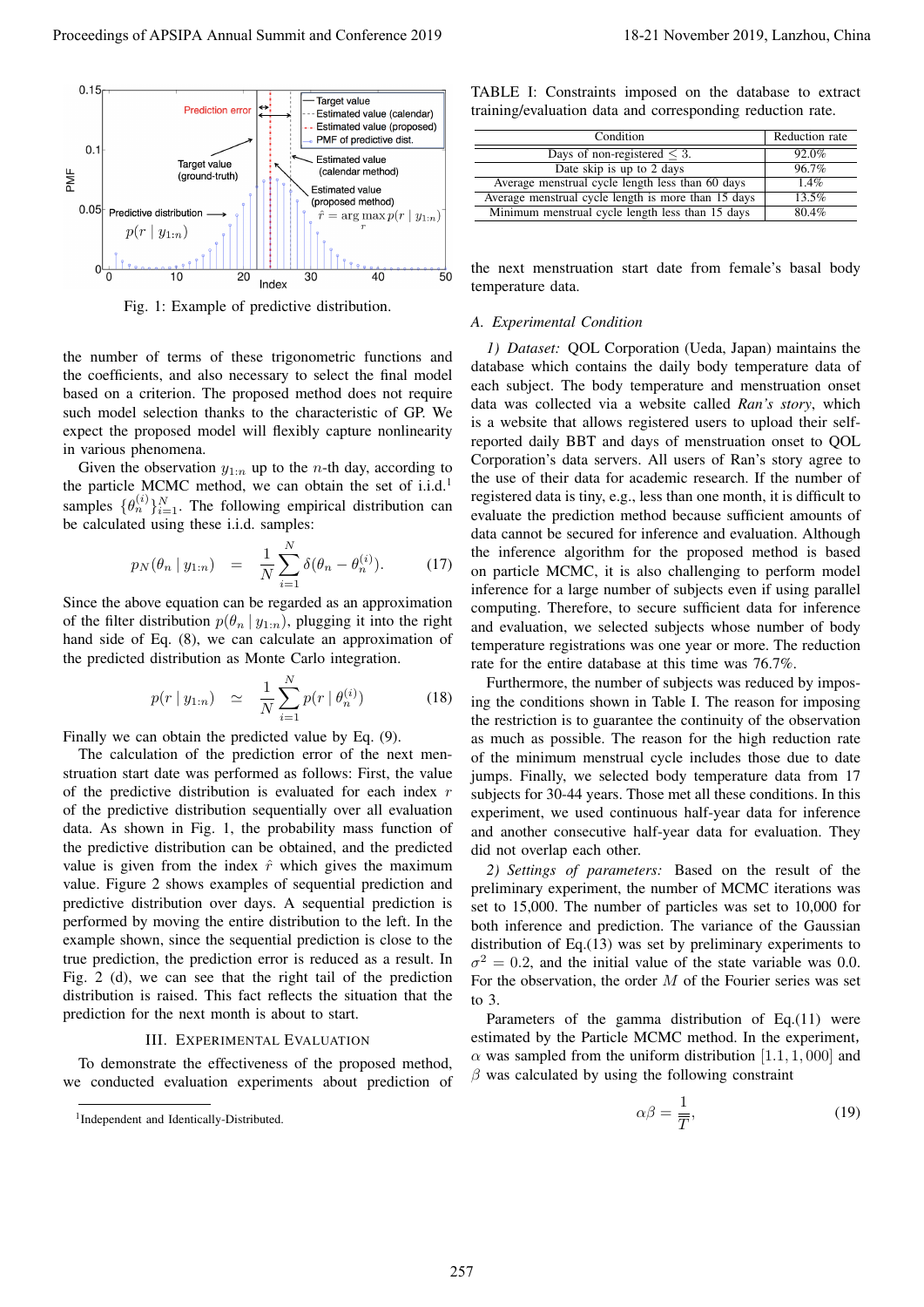Fig. 1: Example of predictive distribution.

the number of terms of these trigonometric functions and the coefficients, and also necessary to select the final model based on a criterion. The proposed method does not require such model selection thanks to the characteristic of GP. We expect the proposed model will flexibly capture nonlinearity in various phenomena.

Given the observation $y_{1:n}$ up to the $n$-th day, according to the particle MCMC method, we can obtain the set of i.i.d.[1] samples $\{\theta_n^{(i)}\}_{i=1}^N$. The following empirical distribution can be calculated using these i.i.d. samples:

$$p_N(\theta_n \mid y_{1:n}) = \frac{1}{N}\sum_{i=1}^{N}\delta(\theta_n - \theta_n^{(i)}). \tag{17}$$

Since the above equation can be regarded as an approximation of the filter distribution $p(\theta_n \mid y_{1:n})$, plugging it into the right hand side of Eq. (8), we can calculate an approximation of the predicted distribution as Monte Carlo integration.

$$p(r \mid y_{1:n}) \simeq \frac{1}{N}\sum_{i=1}^{N}p(r \mid \theta_n^{(i)}) \tag{18}$$

Finally we can obtain the predicted value by Eq. (9).

The calculation of the prediction error of the next menstruation start date was performed as follows: First, the value of the predictive distribution is evaluated for each index $r$ of the predictive distribution sequentially over all evaluation data. As shown in Fig. 1, the probability mass function of the predictive distribution can be obtained, and the predicted value is given from the index $\hat{r}$ which gives the maximum value. Figure 2 shows examples of sequential prediction and predictive distribution over days. A sequential prediction is performed by moving the entire distribution to the left. In the example shown, since the sequential prediction is close to the true prediction, the prediction error is reduced as a result. In Fig. 2 (d), we can see that the right tail of the prediction distribution is raised. This fact reflects the situation that the prediction for the next month is about to start.

## III. Experimental Evaluation

To demonstrate the effectiveness of the proposed method, we conducted evaluation experiments about prediction of the next menstruation start date from female's basal body temperature data.

[1]Independent and Identically-Distributed.

TABLE I: Constraints imposed on the database to extract training/evaluation data and corresponding reduction rate.

| Condition | Reduction rate |
|---|---|
| Days of non-registered $\leq 3$. | 92.0% |
| Date skip is up to 2 days | 96.7% |
| Average menstrual cycle length less than 60 days | 1.4% |
| Average menstrual cycle length is more than 15 days | 13.5% |
| Minimum menstrual cycle length less than 15 days | 80.4% |

### A. Experimental Condition

*1) Dataset:* QOL Corporation (Ueda, Japan) maintains the database which contains the daily body temperature data of each subject. The body temperature and menstruation onset data was collected via a website called *Ran's story*, which is a website that allows registered users to upload their self-reported daily BBT and days of menstruation onset to QOL Corporation's data servers. All users of Ran's story agree to the use of their data for academic research. If the number of registered data is tiny, e.g., less than one month, it is difficult to evaluate the prediction method because sufficient amounts of data cannot be secured for inference and evaluation. Although the inference algorithm for the proposed method is based on particle MCMC, it is also challenging to perform model inference for a large number of subjects even if using parallel computing. Therefore, to secure sufficient data for inference and evaluation, we selected subjects whose number of body temperature registrations was one year or more. The reduction rate for the entire database at this time was 76.7%.

Furthermore, the number of subjects was reduced by imposing the conditions shown in Table I. The reason for imposing the restriction is to guarantee the continuity of the observation as much as possible. The reason for the high reduction rate of the minimum menstrual cycle includes those due to date jumps. Finally, we selected body temperature data from 17 subjects for 30-44 years. Those met all these conditions. In this experiment, we used continuous half-year data for inference and another consecutive half-year data for evaluation. They did not overlap each other.

*2) Settings of parameters:* Based on the result of the preliminary experiment, the number of MCMC iterations was set to 15,000. The number of particles was set to 10,000 for both inference and prediction. The variance of the Gaussian distribution of Eq.(13) was set by preliminary experiments to $\sigma^2 = 0.2$, and the initial value of the state variable was 0.0. For the observation, the order $M$ of the Fourier series was set to 3.

Parameters of the gamma distribution of Eq.(11) were estimated by the Particle MCMC method. In the experiment, $\alpha$ was sampled from the uniform distribution $[1.1, 1, 000]$ and $\beta$ was calculated by using the following constraint

$$\alpha\beta = \frac{1}{T}, \tag{19}$$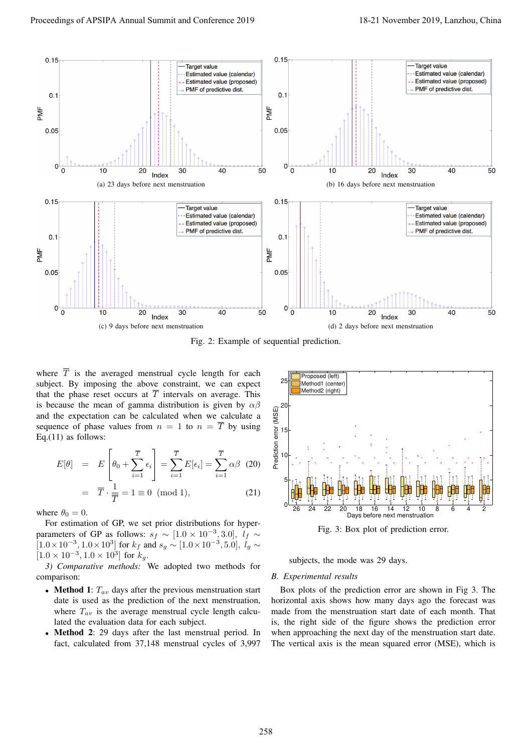(a) 23 days before next menstruation

(b) 16 days before next menstruation

(c) 9 days before next menstruation

(d) 2 days before next menstruation

Fig. 2: Example of sequential prediction.

where $\overline{T}$ is the averaged menstrual cycle length for each subject. By imposing the above constraint, we can expect that the phase reset occurs at $\overline{T}$ intervals on average. This is because the mean of gamma distribution is given by $\alpha\beta$ and the expectation can be calculated when we calculate a sequence of phase values from $n = 1$ to $n = \overline{T}$ by using Eq.(11) as follows:

$$E[\theta] = E\left[\theta_0 + \sum_{i=1}^{\overline{T}} \epsilon_i\right] = \sum_{i=1}^{\overline{T}} E[\epsilon_i] = \sum_{i=1}^{\overline{T}} \alpha\beta \quad (20)$$

$$= \overline{T} \cdot \frac{1}{\overline{T}} = 1 \equiv 0 \pmod 1, \quad (21)$$

where $\theta_0 = 0$.

For estimation of GP, we set prior distributions for hyper-parameters of GP as follows: $s_f \sim [1.0 \times 10^{-3}, 3.0]$, $l_f \sim [1.0 \times 10^{-3}, 1.0 \times 10^{3}]$ for $k_f$ and $s_g \sim [1.0 \times 10^{-3}, 5.0]$, $l_g \sim [1.0 \times 10^{-3}, 1.0 \times 10^{3}]$ for $k_g$.

*3) Comparative methods:* We adopted two methods for comparison.

- **Method 1**: $T_{av}$ days after the previous menstruation start date is used as the prediction of the next menstruation, where $T_{av}$ is the average menstrual cycle length calculated the evaluation data for each subject.
- **Method 2**: 29 days after the last menstrual period. In fact, calculated from 37,148 menstrual cycles of 3,997 subjects, the mode was 29 days.

Fig. 3: Box plot of prediction error.

## B. Experimental results

Box plots of the prediction error are shown in Fig 3. The horizontal axis shows how many days ago the forecast was made from the menstruation start date of each month. That is, the right side of the figure shows the prediction error when approaching the next day of the menstruation start date. The vertical axis is the mean squared error (MSE), which is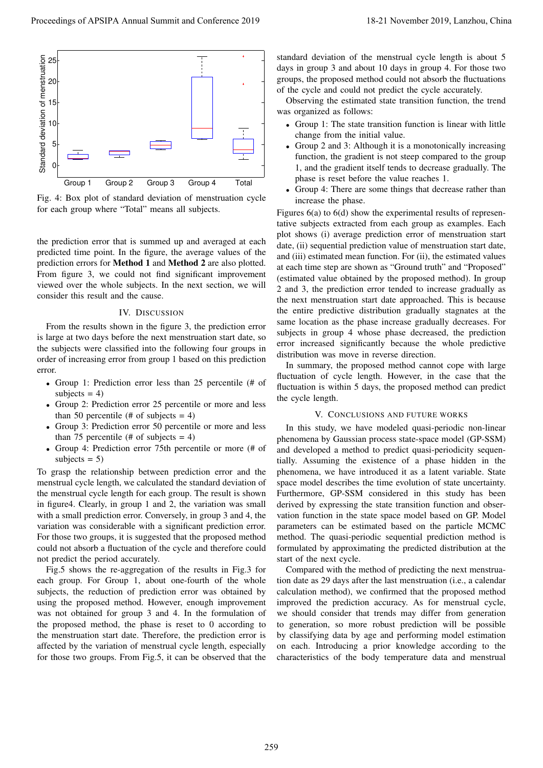Fig. 4: Box plot of standard deviation of menstruation cycle for each group where "Total" means all subjects.

the prediction error that is summed up and averaged at each predicted time point. In the figure, the average values of the prediction errors for **Method 1** and **Method 2** are also plotted. From figure 3, we could not find significant improvement viewed over the whole subjects. In the next section, we will consider this result and the cause.

## IV. Discussion

From the results shown in the figure 3, the prediction error is large at two days before the next menstruation start date, so the subjects were classified into the following four groups in order of increasing error from group 1 based on this prediction error.

- Group 1: Prediction error less than 25 percentile (# of subjects = 4)
- Group 2: Prediction error 25 percentile or more and less than 50 percentile (# of subjects = 4)
- Group 3: Prediction error 50 percentile or more and less than 75 percentile (# of subjects = 4)
- Group 4: Prediction error 75th percentile or more (# of subjects = 5)

To grasp the relationship between prediction error and the menstrual cycle length, we calculated the standard deviation of the menstrual cycle length for each group. The result is shown in figure4. Clearly, in group 1 and 2, the variation was small with a small prediction error. Conversely, in group 3 and 4, the variation was considerable with a significant prediction error. For those two groups, it is suggested that the proposed method could not absorb a fluctuation of the cycle and therefore could not predict the period accurately.

Fig.5 shows the re-aggregation of the results in Fig.3 for each group. For Group 1, about one-fourth of the whole subjects, the reduction of prediction error was obtained by using the proposed method. However, enough improvement was not obtained for group 3 and 4. In the formulation of the proposed method, the phase is reset to 0 according to the menstruation start date. Therefore, the prediction error is affected by the variation of menstrual cycle length, especially for those two groups. From Fig.5, it can be observed that the standard deviation of the menstrual cycle length is about 5 days in group 3 and about 10 days in group 4. For those two groups, the proposed method could not absorb the fluctuations of the cycle and could not predict the cycle accurately.

Observing the estimated state transition function, the trend was organized as follows:

- Group 1: The state transition function is linear with little change from the initial value.
- Group 2 and 3: Although it is a monotonically increasing function, the gradient is not steep compared to the group 1, and the gradient itself tends to decrease gradually. The phase is reset before the value reaches 1.
- Group 4: There are some things that decrease rather than increase the phase.

Figures 6(a) to 6(d) show the experimental results of representative subjects extracted from each group as examples. Each plot shows (i) average prediction error of menstruation start date, (ii) sequential prediction value of menstruation start date, and (iii) estimated mean function. For (ii), the estimated values at each time step are shown as "Ground truth" and "Proposed" (estimated value obtained by the proposed method). In group 2 and 3, the prediction error tended to increase gradually as the next menstruation start date approached. This is because the entire predictive distribution gradually stagnates at the same location as the phase increase gradually decreases. For subjects in group 4 whose phase decreased, the prediction error increased significantly because the whole predictive distribution was move in reverse direction.

In summary, the proposed method cannot cope with large fluctuation of cycle length. However, in the case that the fluctuation is within 5 days, the proposed method can predict the cycle length.

## V. Conclusions and Future Works

In this study, we have modeled quasi-periodic non-linear phenomena by Gaussian process state-space model (GP-SSM) and developed a method to predict quasi-periodicity sequentially. Assuming the existence of a phase hidden in the phenomena, we have introduced it as a latent variable. State space model describes the time evolution of state uncertainty. Furthermore, GP-SSM considered in this study has been derived by expressing the state transition function and observation function in the state space model based on GP. Model parameters can be estimated based on the particle MCMC method. The quasi-periodic sequential prediction method is formulated by approximating the predicted distribution at the start of the next cycle.

Compared with the method of predicting the next menstruation date as 29 days after the last menstruation (i.e., a calendar calculation method), we confirmed that the proposed method improved the prediction accuracy. As for menstrual cycle, we should consider that trends may differ from generation to generation, so more robust prediction will be possible by classifying data by age and performing model estimation on each. Introducing a prior knowledge according to the characteristics of the body temperature data and menstrual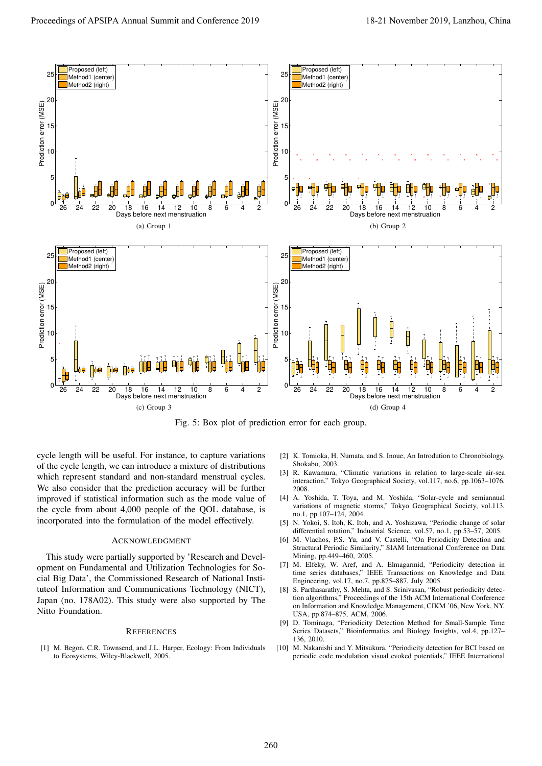(a) Group 1

(b) Group 2

(c) Group 3

(d) Group 4

Fig. 5: Box plot of prediction error for each group.

cycle length will be useful. For instance, to capture variations of the cycle length, we can introduce a mixture of distributions which represent standard and non-standard menstrual cycles. We also consider that the prediction accuracy will be further improved if statistical information such as the mode value of the cycle from about 4,000 people of the QOL database, is incorporated into the formulation of the model effectively.

## ACKNOWLEDGMENT

This study were partially supported by 'Research and Development on Fundamental and Utilization Technologies for Social Big Data', the Commissioned Research of National Instituteof Information and Communications Technology (NICT), Japan (no. 178A02). This study were also supported by The Nitto Foundation.

## REFERENCES

[1] M. Begon, C.R. Townsend, and J.L. Harper, Ecology: From Individuals to Ecosystems, Wiley-Blackwell, 2005.

[2] K. Tomioka, H. Numata, and S. Inoue, An Introdution to Chronobiology, Shokabo, 2003.

[3] R. Kawamura, "Climatic variations in relation to large-scale air-sea interaction," Tokyo Geographical Society, vol.117, no.6, pp.1063–1076, 2008.

[4] A. Yoshida, T. Toya, and M. Yoshida, "Solar-cycle and semiannual variations of magnetic storms," Tokyo Geographical Society, vol.113, no.1, pp.107–124, 2004.

[5] N. Yokoi, S. Itoh, K. Itoh, and A. Yoshizawa, "Periodic change of solar differential rotation," Industrial Science, vol.57, no.1, pp.53–57, 2005.

[6] M. Vlachos, P.S. Yu, and V. Castelli, "On Periodicity Detection and Structural Periodic Similarity," SIAM International Conference on Data Mining, pp.449–460, 2005.

[7] M. Elfeky, W. Aref, and A. Elmagarmid, "Periodicity detection in time series databases," IEEE Transactions on Knowledge and Data Engineering, vol.17, no.7, pp.875–887, July 2005.

[8] S. Parthasarathy, S. Mehta, and S. Srinivasan, "Robust periodicity detection algorithms," Proceedings of the 15th ACM International Conference on Information and Knowledge Management, CIKM '06, New York, NY, USA, pp.874–875, ACM, 2006.

[9] D. Tominaga, "Periodicity Detection Method for Small-Sample Time Series Datasets," Bioinformatics and Biology Insights, vol.4, pp.127–136, 2010.

[10] M. Nakanishi and Y. Mitsukura, "Periodicity detection for BCI based on periodic code modulation visual evoked potentials," IEEE International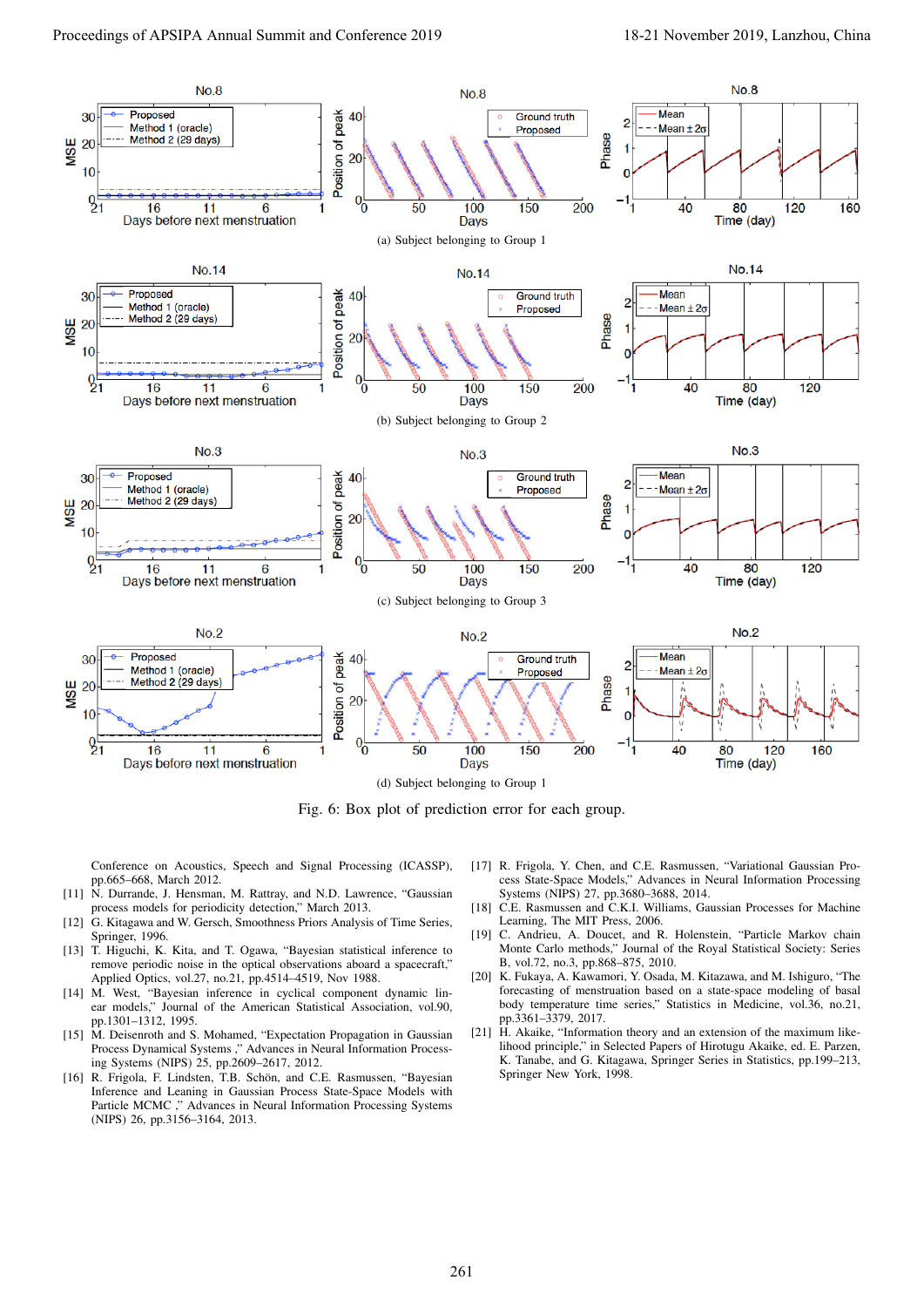No.8

30
20
10
0
MSE
21 16 11 6 1
Days before next menstruation
Proposed
Method 1 (oracle)
Method 2 (29 days)

No.8

40
20
0
Position of peak
0 50 100 150 200
Days
Ground truth
Proposed

No.8

2
1
0
−1
Phase
1 40 80 120 160
Time (day)
Mean
Mean ± 2σ

(a) Subject belonging to Group 1

No.14

30
20
10
0
MSE
21 16 11 6 1
Days before next menstruation
Proposed
Method 1 (oracle)
Method 2 (29 days)

No.14

40
20
0
Position of peak
0 50 100 150 200
Days
Ground truth
Proposed

No.14

2
1
0
−1
Phase
1 40 80 120
Time (day)
Mean
Mean ± 2σ

(b) Subject belonging to Group 2

No.3

30
20
10
0
MSE
21 16 11 6 1
Days before next menstruation
Proposed
Method 1 (oracle)
Method 2 (29 days)

No.3

40
20
0
Position of peak
0 50 100 150 200
Days
Ground truth
Proposed

No.3

2
1
0
−1
Phase
1 40 80 120
Time (day)
Mean
Mean ± 2σ

(c) Subject belonging to Group 3

No.2

30
20
10
0
MSE
21 16 11 6 1
Days before next menstruation
Proposed
Method 1 (oracle)
Method 2 (29 days)

No.2

40
20
0
Position of peak
0 50 100 150 200
Days
Ground truth
Proposed

No.2

2
1
0
−1
Phase
1 40 80 120 160
Time (day)
Mean
Mean ± 2σ

(d) Subject belonging to Group 1

Fig. 6: Box plot of prediction error for each group.

Conference on Acoustics, Speech and Signal Processing (ICASSP), pp.665–668, March 2012.

[11] N. Durrande, J. Hensman, M. Rattray, and N.D. Lawrence, "Gaussian process models for periodicity detection," March 2013.

[12] G. Kitagawa and W. Gersch, Smoothness Priors Analysis of Time Series, Springer, 1996.

[13] T. Higuchi, K. Kita, and T. Ogawa, "Bayesian statistical inference to remove periodic noise in the optical observations aboard a spacecraft," Applied Optics, vol.27, no.21, pp.4514–4519, Nov 1988.

[14] M. West, "Bayesian inference in cyclical component dynamic linear models," Journal of the American Statistical Association, vol.90, pp.1301–1312, 1995.

[15] M. Deisenroth and S. Mohamed, "Expectation Propagation in Gaussian Process Dynamical Systems ," Advances in Neural Information Processing Systems (NIPS) 25, pp.2609–2617, 2012.

[16] R. Frigola, F. Lindsten, T.B. Schön, and C.E. Rasmussen, "Bayesian Inference and Leaning in Gaussian Process State-Space Models with Particle MCMC ," Advances in Neural Information Processing Systems (NIPS) 26, pp.3156–3164, 2013.

[17] R. Frigola, Y. Chen, and C.E. Rasmussen, "Variational Gaussian Process State-Space Models," Advances in Neural Information Processing Systems (NIPS) 27, pp.3680–3688, 2014.

[18] C.E. Rasmussen and C.K.I. Williams, Gaussian Processes for Machine Learning, The MIT Press, 2006.

[19] C. Andrieu, A. Doucet, and R. Holenstein, "Particle Markov chain Monte Carlo methods," Journal of the Royal Statistical Society: Series B, vol.72, no.3, pp.868–875, 2010.

[20] K. Fukaya, A. Kawamori, Y. Osada, M. Kitazawa, and M. Ishiguro, "The forecasting of menstruation based on a state-space modeling of basal body temperature time series," Statistics in Medicine, vol.36, no.21, pp.3361–3379, 2017.

[21] H. Akaike, "Information theory and an extension of the maximum likelihood principle," in Selected Papers of Hirotugu Akaike, ed. E. Parzen, K. Tanabe, and G. Kitagawa, Springer Series in Statistics, pp.199–213, Springer New York, 1998.